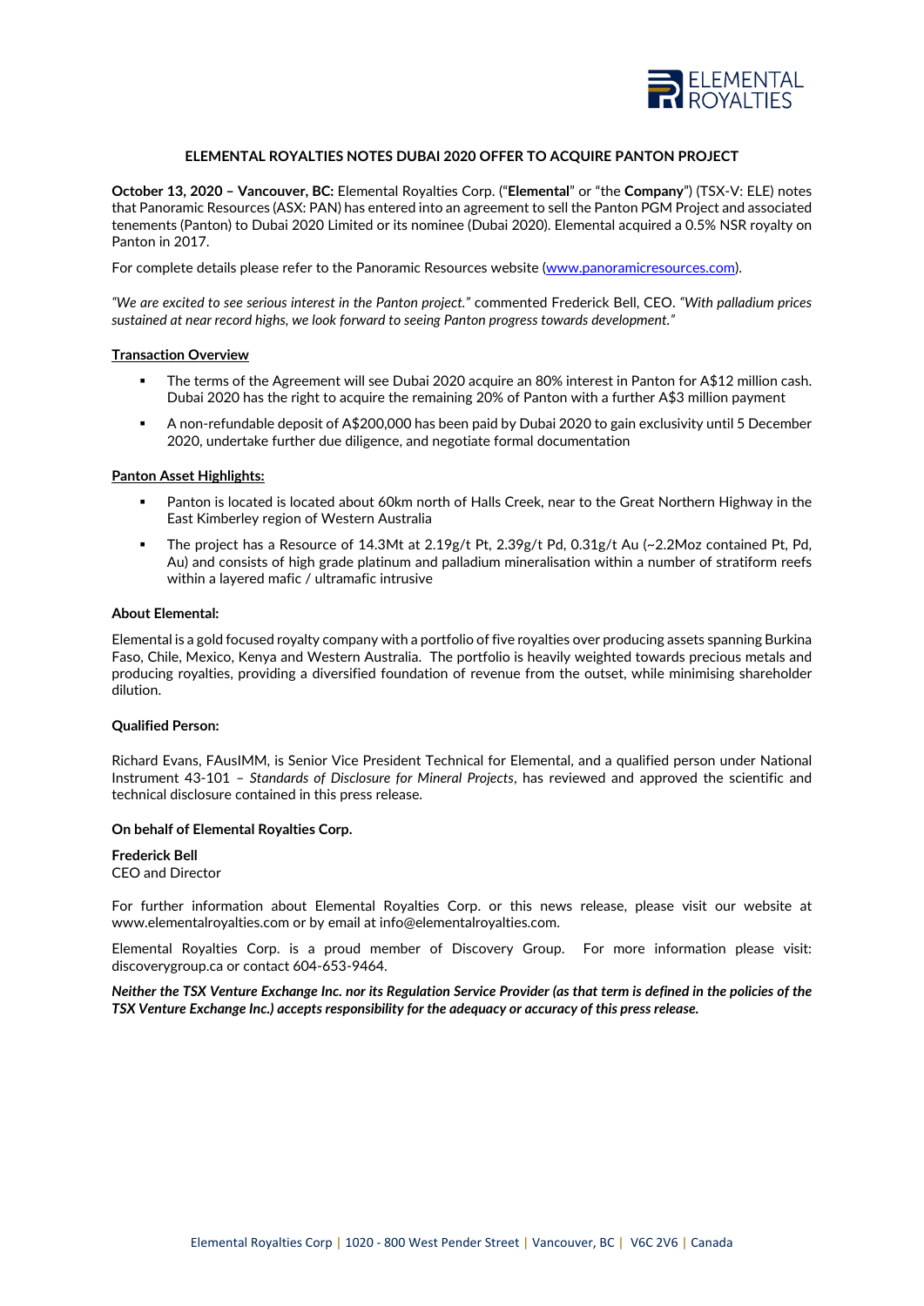# ELEMENTAL ROYALTIES NOTES DUBAI 2020 OFFER TO ACQUIRE PANTON PROJECT

**October 13, 2020 – Vancouver, BC:** Elemental Royalties Corp. ("**Elemental**" or "the **Company**") (TSX-V: ELE) notes that Panoramic Resources (ASX: PAN) has entered into an agreement to sell the Panton PGM Project and associated tenements (Panton) to Dubai 2020 Limited or its nominee (Dubai 2020). Elemental acquired a 0.5% NSR royalty on Panton in 2017.

For complete details please refer to the Panoramic Resources website (www.panoramicresources.com).

*"We are excited to see serious interest in the Panton project."* commented Frederick Bell, CEO. *"With palladium prices sustained at near record highs, we look forward to seeing Panton progress towards development."*

## Transaction Overview

- The terms of the Agreement will see Dubai 2020 acquire an 80% interest in Panton for A$12 million cash. Dubai 2020 has the right to acquire the remaining 20% of Panton with a further A$3 million payment
- A non-refundable deposit of A$200,000 has been paid by Dubai 2020 to gain exclusivity until 5 December 2020, undertake further due diligence, and negotiate formal documentation

## Panton Asset Highlights:

- Panton is located is located about 60km north of Halls Creek, near to the Great Northern Highway in the East Kimberley region of Western Australia
- The project has a Resource of 14.3Mt at 2.19g/t Pt, 2.39g/t Pd, 0.31g/t Au (~2.2Moz contained Pt, Pd, Au) and consists of high grade platinum and palladium mineralisation within a number of stratiform reefs within a layered mafic / ultramafic intrusive

## About Elemental:

Elemental is a gold focused royalty company with a portfolio of five royalties over producing assets spanning Burkina Faso, Chile, Mexico, Kenya and Western Australia. The portfolio is heavily weighted towards precious metals and producing royalties, providing a diversified foundation of revenue from the outset, while minimising shareholder dilution.

## Qualified Person:

Richard Evans, FAusIMM, is Senior Vice President Technical for Elemental, and a qualified person under National Instrument 43-101 – *Standards of Disclosure for Mineral Projects*, has reviewed and approved the scientific and technical disclosure contained in this press release.

**On behalf of Elemental Royalties Corp.**

**Frederick Bell**
CEO and Director

For further information about Elemental Royalties Corp. or this news release, please visit our website at www.elementalroyalties.com or by email at info@elementalroyalties.com.

Elemental Royalties Corp. is a proud member of Discovery Group. For more information please visit: discoverygroup.ca or contact 604-653-9464.

***Neither the TSX Venture Exchange Inc. nor its Regulation Service Provider (as that term is defined in the policies of the TSX Venture Exchange Inc.) accepts responsibility for the adequacy or accuracy of this press release.***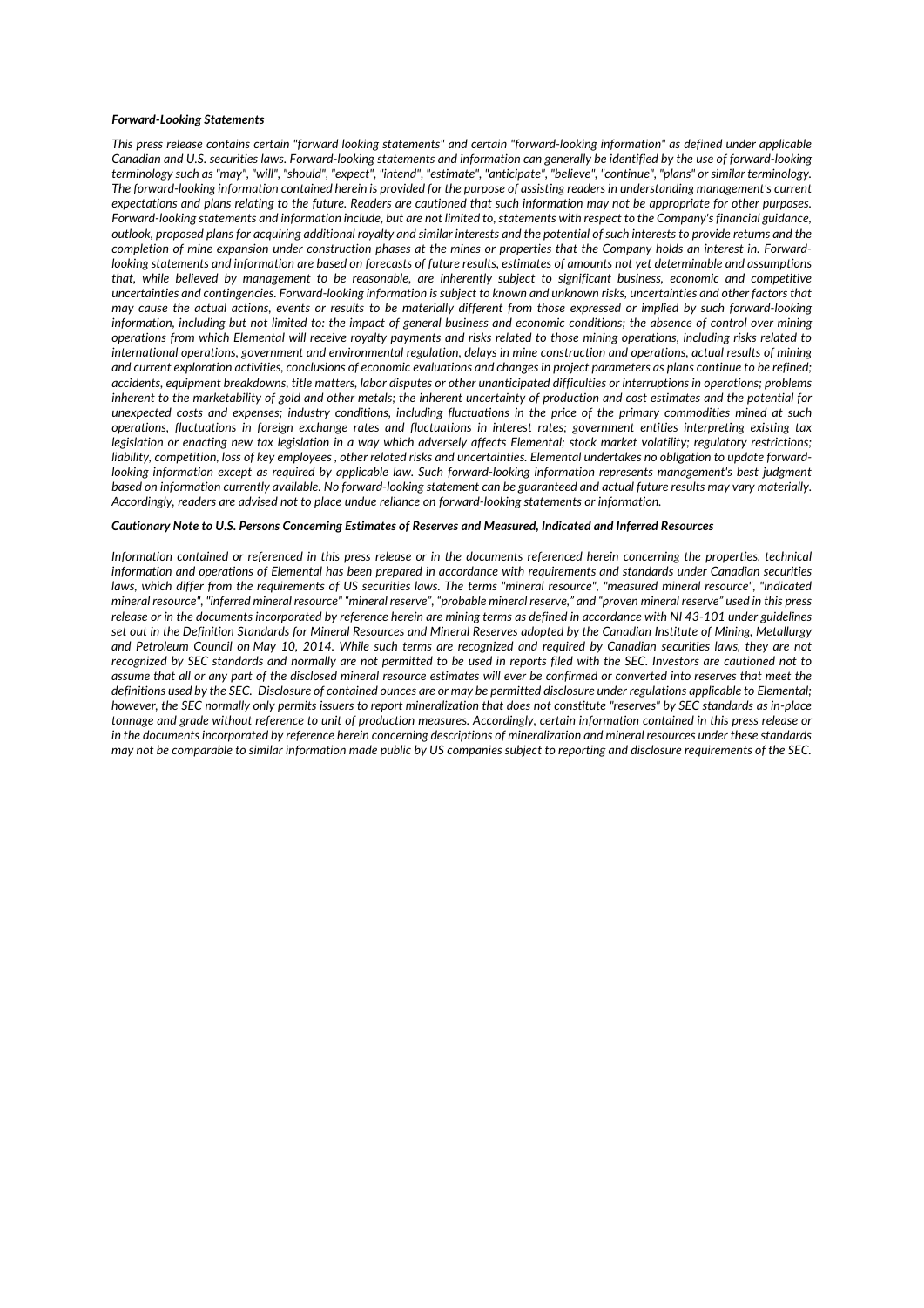***Forward-Looking Statements***

*This press release contains certain "forward looking statements" and certain "forward-looking information" as defined under applicable Canadian and U.S. securities laws. Forward-looking statements and information can generally be identified by the use of forward-looking terminology such as "may", "will", "should", "expect", "intend", "estimate", "anticipate", "believe", "continue", "plans" or similar terminology. The forward-looking information contained herein is provided for the purpose of assisting readers in understanding management's current expectations and plans relating to the future. Readers are cautioned that such information may not be appropriate for other purposes. Forward-looking statements and information include, but are not limited to, statements with respect to the Company's financial guidance, outlook, proposed plans for acquiring additional royalty and similar interests and the potential of such interests to provide returns and the completion of mine expansion under construction phases at the mines or properties that the Company holds an interest in. Forward-looking statements and information are based on forecasts of future results, estimates of amounts not yet determinable and assumptions that, while believed by management to be reasonable, are inherently subject to significant business, economic and competitive uncertainties and contingencies. Forward-looking information is subject to known and unknown risks, uncertainties and other factors that may cause the actual actions, events or results to be materially different from those expressed or implied by such forward-looking information, including but not limited to: the impact of general business and economic conditions; the absence of control over mining operations from which Elemental will receive royalty payments and risks related to those mining operations, including risks related to international operations, government and environmental regulation, delays in mine construction and operations, actual results of mining and current exploration activities, conclusions of economic evaluations and changes in project parameters as plans continue to be refined; accidents, equipment breakdowns, title matters, labor disputes or other unanticipated difficulties or interruptions in operations; problems inherent to the marketability of gold and other metals; the inherent uncertainty of production and cost estimates and the potential for unexpected costs and expenses; industry conditions, including fluctuations in the price of the primary commodities mined at such operations, fluctuations in foreign exchange rates and fluctuations in interest rates; government entities interpreting existing tax legislation or enacting new tax legislation in a way which adversely affects Elemental; stock market volatility; regulatory restrictions; liability, competition, loss of key employees , other related risks and uncertainties. Elemental undertakes no obligation to update forward-looking information except as required by applicable law. Such forward-looking information represents management's best judgment based on information currently available. No forward-looking statement can be guaranteed and actual future results may vary materially. Accordingly, readers are advised not to place undue reliance on forward-looking statements or information.*

***Cautionary Note to U.S. Persons Concerning Estimates of Reserves and Measured, Indicated and Inferred Resources***

*Information contained or referenced in this press release or in the documents referenced herein concerning the properties, technical information and operations of Elemental has been prepared in accordance with requirements and standards under Canadian securities laws, which differ from the requirements of US securities laws. The terms "mineral resource", "measured mineral resource", "indicated mineral resource", "inferred mineral resource" "mineral reserve", "probable mineral reserve," and "proven mineral reserve" used in this press release or in the documents incorporated by reference herein are mining terms as defined in accordance with NI 43-101 under guidelines set out in the Definition Standards for Mineral Resources and Mineral Reserves adopted by the Canadian Institute of Mining, Metallurgy and Petroleum Council on May 10, 2014. While such terms are recognized and required by Canadian securities laws, they are not recognized by SEC standards and normally are not permitted to be used in reports filed with the SEC. Investors are cautioned not to assume that all or any part of the disclosed mineral resource estimates will ever be confirmed or converted into reserves that meet the definitions used by the SEC. Disclosure of contained ounces are or may be permitted disclosure under regulations applicable to Elemental; however, the SEC normally only permits issuers to report mineralization that does not constitute "reserves" by SEC standards as in-place tonnage and grade without reference to unit of production measures. Accordingly, certain information contained in this press release or in the documents incorporated by reference herein concerning descriptions of mineralization and mineral resources under these standards may not be comparable to similar information made public by US companies subject to reporting and disclosure requirements of the SEC.*